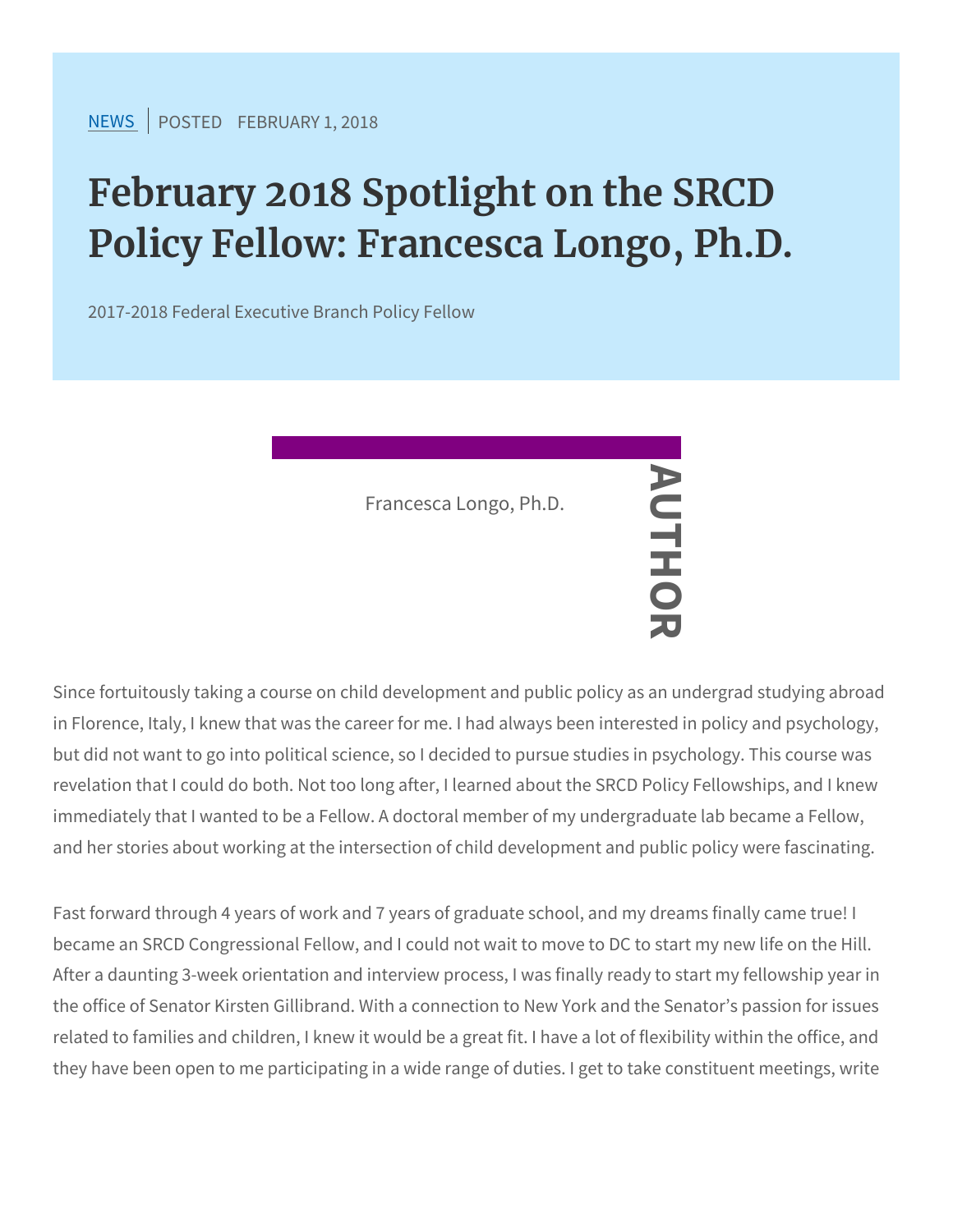NEWS | POSTED FEBRUARY 1, 2018

# February 2018 Spotlight on the SRCD Policy Fellow: Francesca Longo, Ph.D.

2017-2018 Federal Executive Branch Policy Fellow

AUTHOR

Francesca Longo, Ph.D.

Since fortuitously taking a course on child development and public policy as an undergrad studying abroad in Florence, Italy, I knew that was the career for me. I had always been interested in policy and psychology, but did not want to go into political science, so I decided to pursue studies in psychology. This course was revelation that I could do both. Not too long after, I learned about the SRCD Policy Fellowships, and I knew immediately that I wanted to be a Fellow. A doctoral member of my undergraduate lab became a Fellow, and her stories about working at the intersection of child development and public policy were fascinating.

Fast forward through 4 years of work and 7 years of graduate school, and my dreams finally came true! I became an SRCD Congressional Fellow, and I could not wait to move to DC to start my new life on the Hill. After a daunting 3-week orientation and interview process, I was finally ready to start my fellowship year in the office of Senator Kirsten Gillibrand. With a connection to New York and the Senator's passion for issues related to families and children, I knew it would be a great fit. I have a lot of flexibility within the office, and they have been open to me participating in a wide range of duties. I get to take constituent meetings, write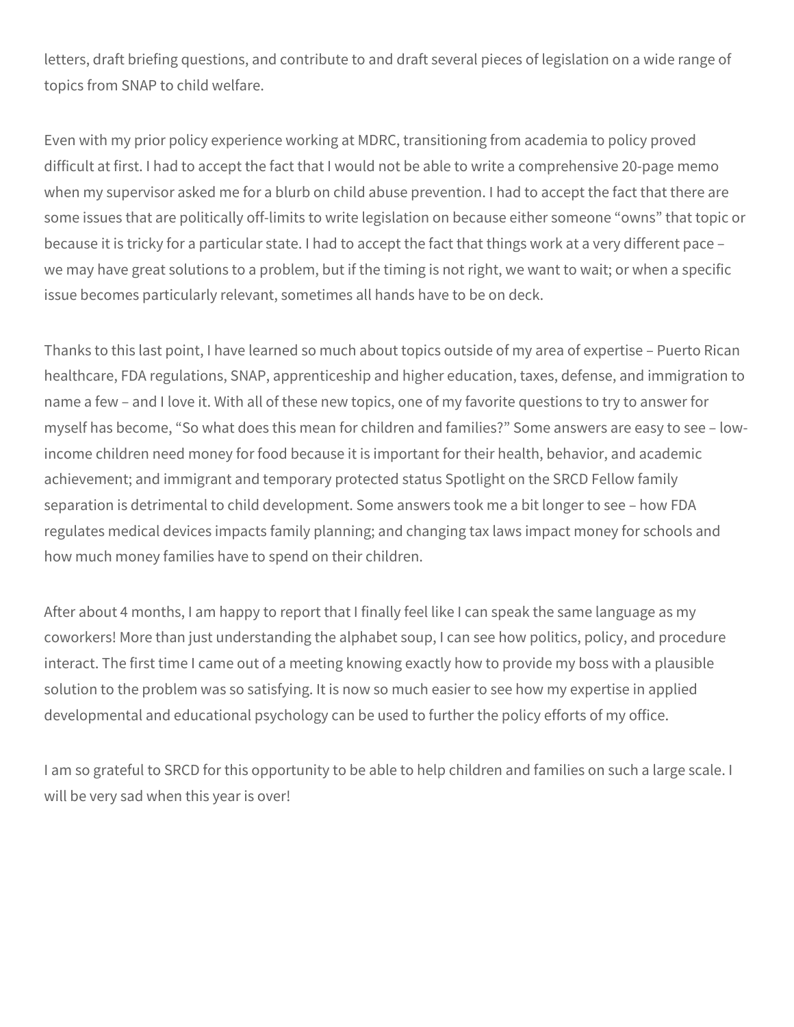letters, draft briefing questions, and contribute to and draft several pieces of legislation on a wide range of topics from SNAP to child welfare.

Even with my prior policy experience working at MDRC, transitioning from academia to policy proved difficult at first. I had to accept the fact that I would not be able to write a comprehensive 20-page memo when my supervisor asked me for a blurb on child abuse prevention. I had to accept the fact that there are some issues that are politically off-limits to write legislation on because either someone "owns" that topic or because it is tricky for a particular state. I had to accept the fact that things work at a very different pace – we may have great solutions to a problem, but if the timing is not right, we want to wait; or when a specific issue becomes particularly relevant, sometimes all hands have to be on deck.

Thanks to this last point, I have learned so much about topics outside of my area of expertise – Puerto Rican healthcare, FDA regulations, SNAP, apprenticeship and higher education, taxes, defense, and immigration to name a few – and I love it. With all of these new topics, one of my favorite questions to try to answer for myself has become, "So what does this mean for children and families?" Some answers are easy to see – low-income children need money for food because it is important for their health, behavior, and academic achievement; and immigrant and temporary protected status Spotlight on the SRCD Fellow family separation is detrimental to child development. Some answers took me a bit longer to see – how FDA regulates medical devices impacts family planning; and changing tax laws impact money for schools and how much money families have to spend on their children.

After about 4 months, I am happy to report that I finally feel like I can speak the same language as my coworkers! More than just understanding the alphabet soup, I can see how politics, policy, and procedure interact. The first time I came out of a meeting knowing exactly how to provide my boss with a plausible solution to the problem was so satisfying. It is now so much easier to see how my expertise in applied developmental and educational psychology can be used to further the policy efforts of my office.

I am so grateful to SRCD for this opportunity to be able to help children and families on such a large scale. I will be very sad when this year is over!